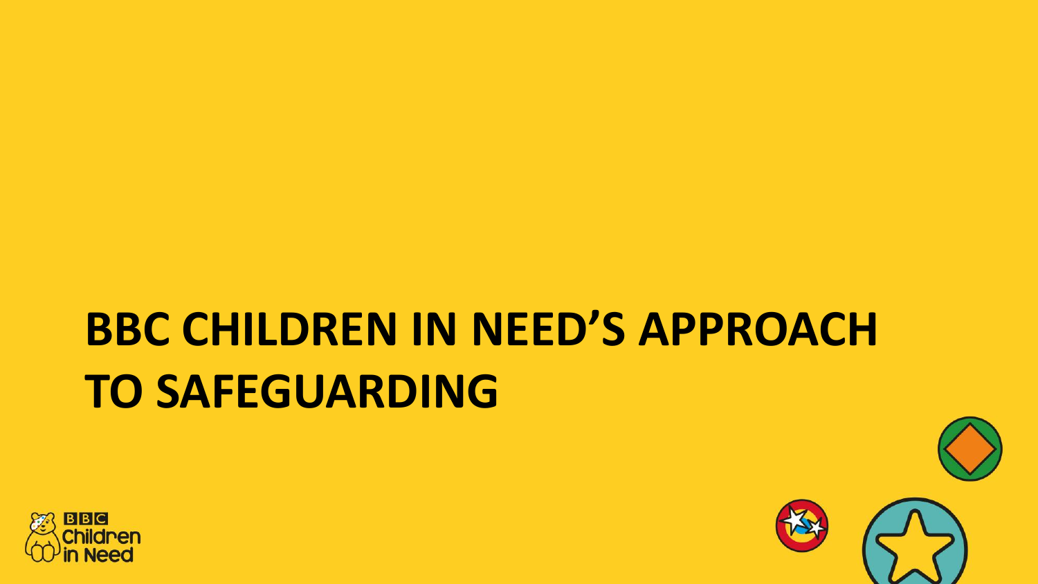# BBC CHILDREN IN NEED'S APPROACH TO SAFEGUARDING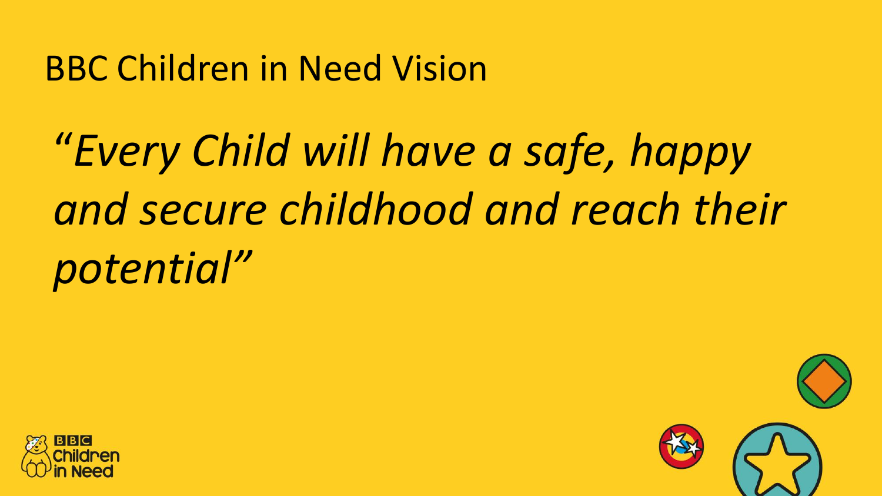# BBC Children in Need Vision

*"Every Child will have a safe, happy and secure childhood and reach their potential"*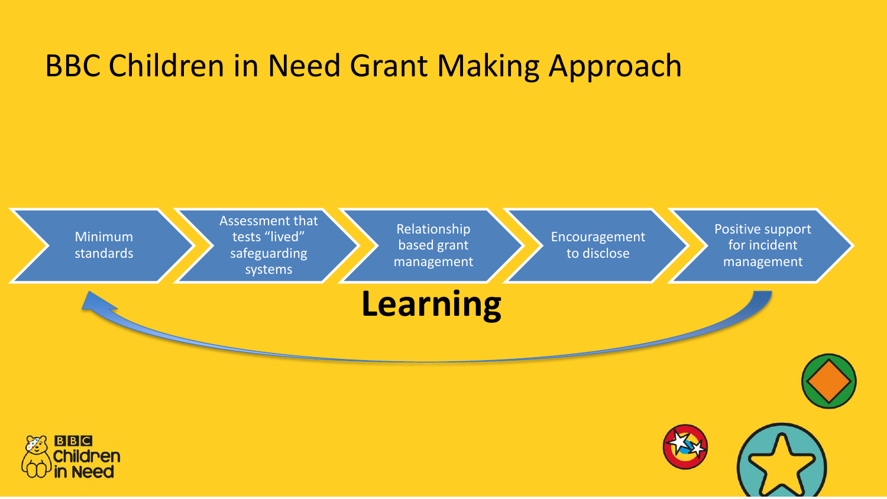# BBC Children in Need Grant Making Approach

1. Minimum standards
2. Assessment that tests "lived" safeguarding systems
3. Relationship based grant management
4. Encouragement to disclose
5. Positive support for incident management

**Learning**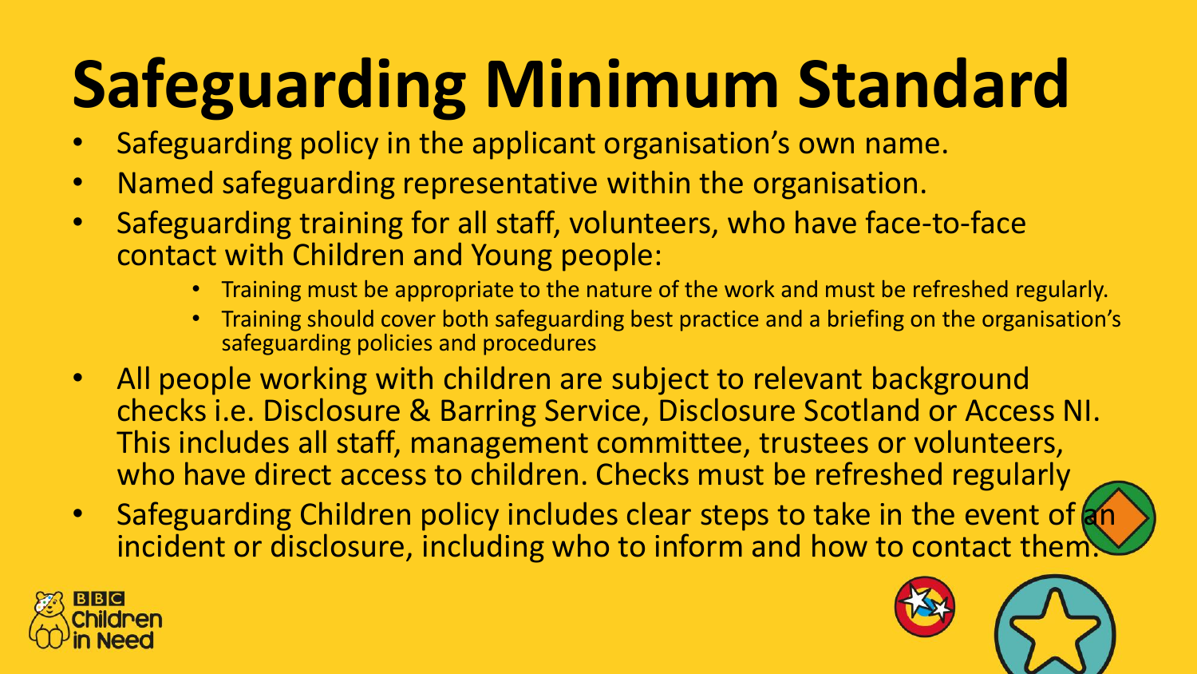# Safeguarding Minimum Standard

- Safeguarding policy in the applicant organisation's own name.
- Named safeguarding representative within the organisation.
- Safeguarding training for all staff, volunteers, who have face-to-face contact with Children and Young people:
  - Training must be appropriate to the nature of the work and must be refreshed regularly.
  - Training should cover both safeguarding best practice and a briefing on the organisation's safeguarding policies and procedures
- All people working with children are subject to relevant background checks i.e. Disclosure & Barring Service, Disclosure Scotland or Access NI. This includes all staff, management committee, trustees or volunteers, who have direct access to children. Checks must be refreshed regularly
- Safeguarding Children policy includes clear steps to take in the event of an incident or disclosure, including who to inform and how to contact them.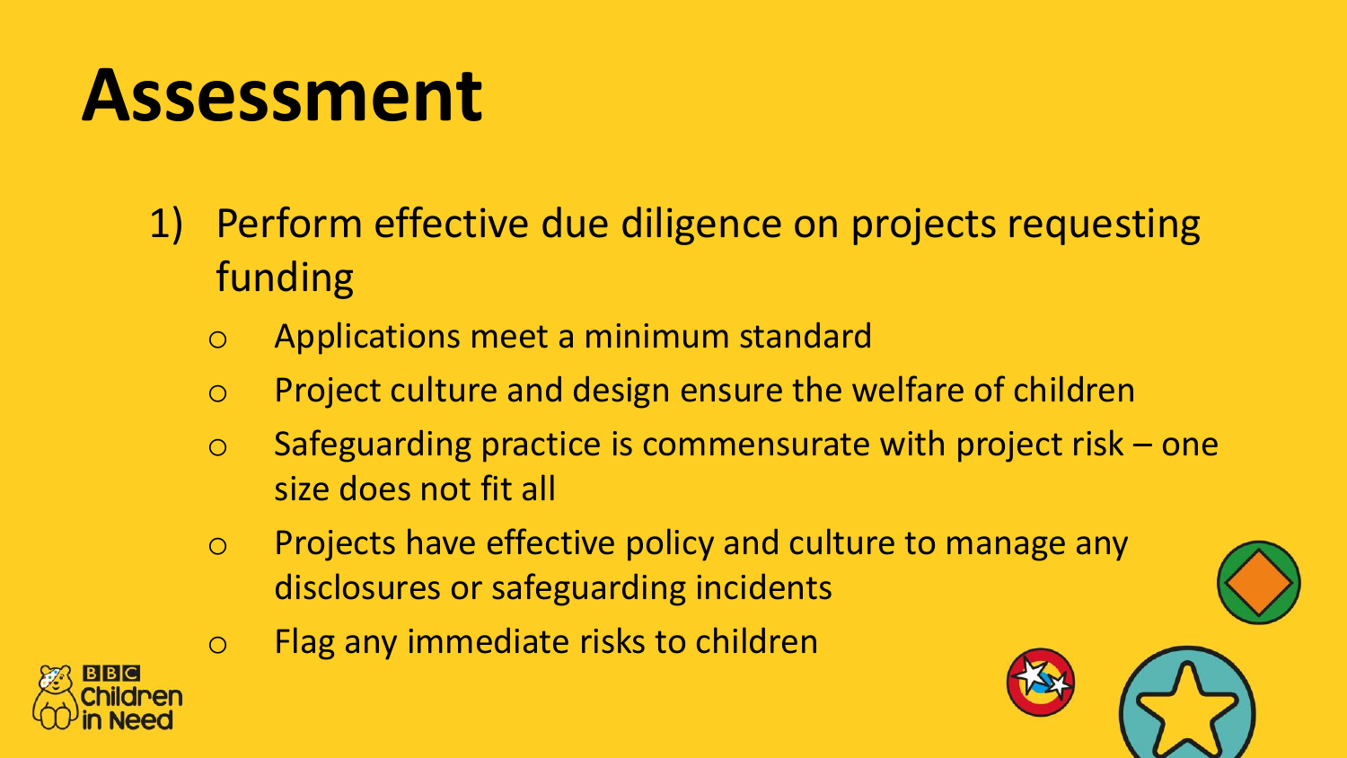# Assessment

1) Perform effective due diligence on projects requesting funding
   - Applications meet a minimum standard
   - Project culture and design ensure the welfare of children
   - Safeguarding practice is commensurate with project risk – one size does not fit all
   - Projects have effective policy and culture to manage any disclosures or safeguarding incidents
   - Flag any immediate risks to children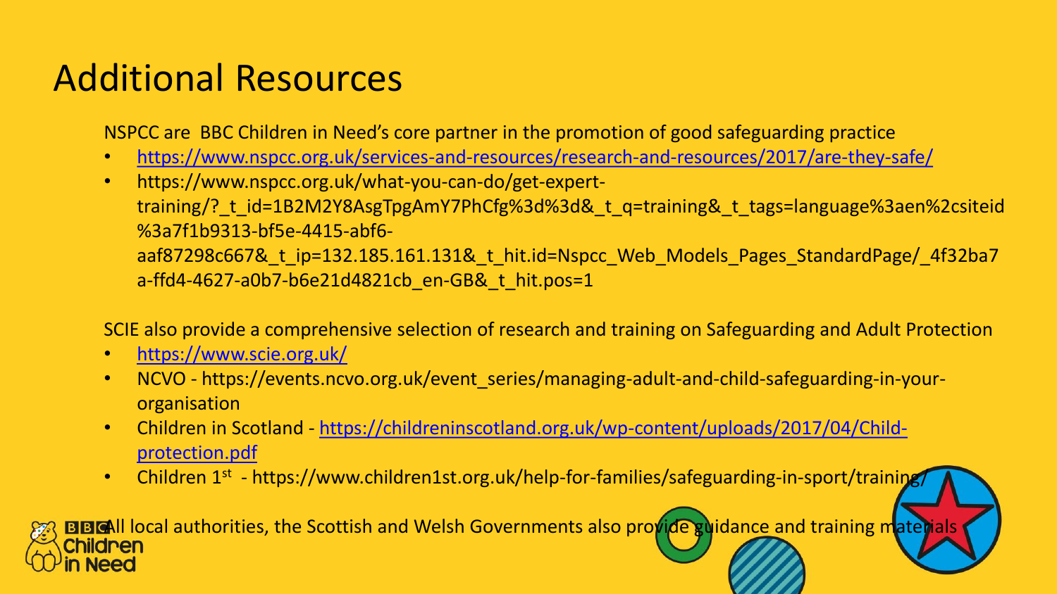# Additional Resources

NSPCC are BBC Children in Need's core partner in the promotion of good safeguarding practice

- https://www.nspcc.org.uk/services-and-resources/research-and-resources/2017/are-they-safe/
- https://www.nspcc.org.uk/what-you-can-do/get-expert-training/?_t_id=1B2M2Y8AsgTpgAmY7PhCfg%3d%3d&_t_q=training&_t_tags=language%3aen%2csiteid%3a7f1b9313-bf5e-4415-abf6-aaf87298c667&_t_ip=132.185.161.131&_t_hit.id=Nspcc_Web_Models_Pages_StandardPage/_4f32ba7a-ffd4-4627-a0b7-b6e21d4821cb_en-GB&_t_hit.pos=1

SCIE also provide a comprehensive selection of research and training on Safeguarding and Adult Protection

- https://www.scie.org.uk/
- NCVO - https://events.ncvo.org.uk/event_series/managing-adult-and-child-safeguarding-in-your-organisation
- Children in Scotland - https://childreninscotland.org.uk/wp-content/uploads/2017/04/Child-protection.pdf
- Children 1st - https://www.children1st.org.uk/help-for-families/safeguarding-in-sport/training/

All local authorities, the Scottish and Welsh Governments also provide guidance and training materials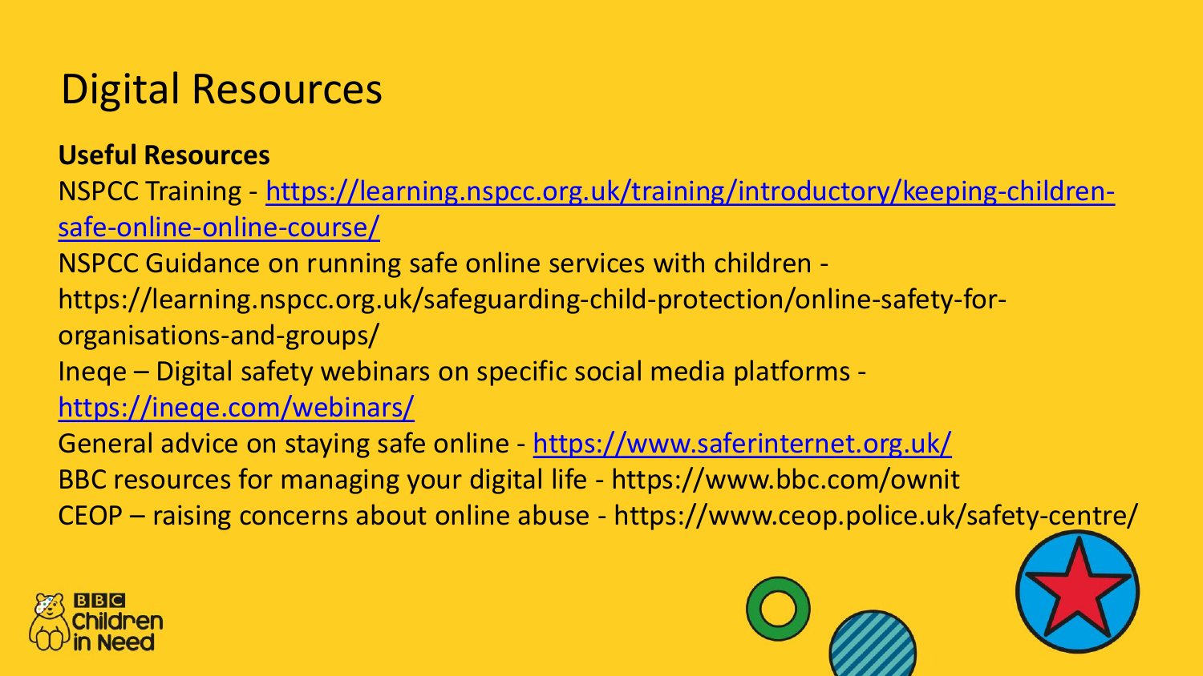# Digital Resources

**Useful Resources**

NSPCC Training - https://learning.nspcc.org.uk/training/introductory/keeping-children-safe-online-online-course/

NSPCC Guidance on running safe online services with children - https://learning.nspcc.org.uk/safeguarding-child-protection/online-safety-for-organisations-and-groups/

Ineqe – Digital safety webinars on specific social media platforms - https://ineqe.com/webinars/

General advice on staying safe online - https://www.saferinternet.org.uk/

BBC resources for managing your digital life - https://www.bbc.com/ownit

CEOP – raising concerns about online abuse - https://www.ceop.police.uk/safety-centre/